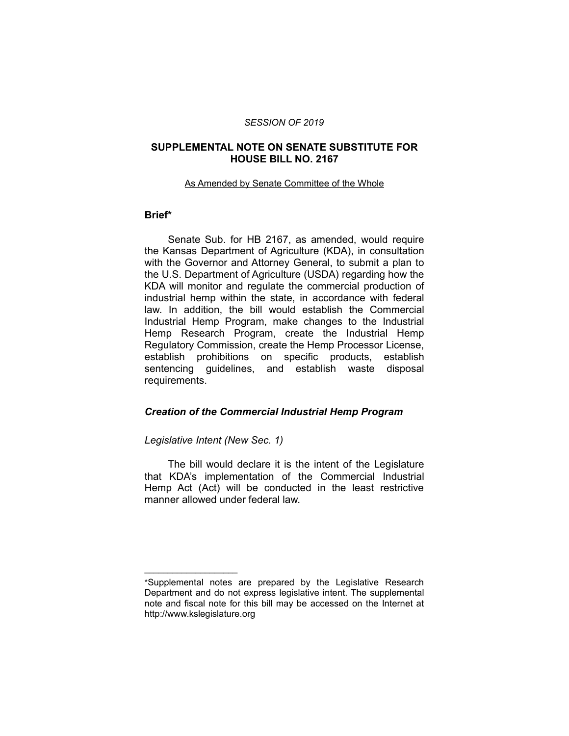*SESSION OF 2019*

## SUPPLEMENTAL NOTE ON SENATE SUBSTITUTE FOR HOUSE BILL NO. 2167

As Amended by Senate Committee of the Whole

### Brief*

Senate Sub. for HB 2167, as amended, would require the Kansas Department of Agriculture (KDA), in consultation with the Governor and Attorney General, to submit a plan to the U.S. Department of Agriculture (USDA) regarding how the KDA will monitor and regulate the commercial production of industrial hemp within the state, in accordance with federal law. In addition, the bill would establish the Commercial Industrial Hemp Program, make changes to the Industrial Hemp Research Program, create the Industrial Hemp Regulatory Commission, create the Hemp Processor License, establish prohibitions on specific products, establish sentencing guidelines, and establish waste disposal requirements.

### *Creation of the Commercial Industrial Hemp Program*

*Legislative Intent (New Sec. 1)*

The bill would declare it is the intent of the Legislature that KDA's implementation of the Commercial Industrial Hemp Act (Act) will be conducted in the least restrictive manner allowed under federal law.

---

*Supplemental notes are prepared by the Legislative Research Department and do not express legislative intent. The supplemental note and fiscal note for this bill may be accessed on the Internet at http://www.kslegislature.org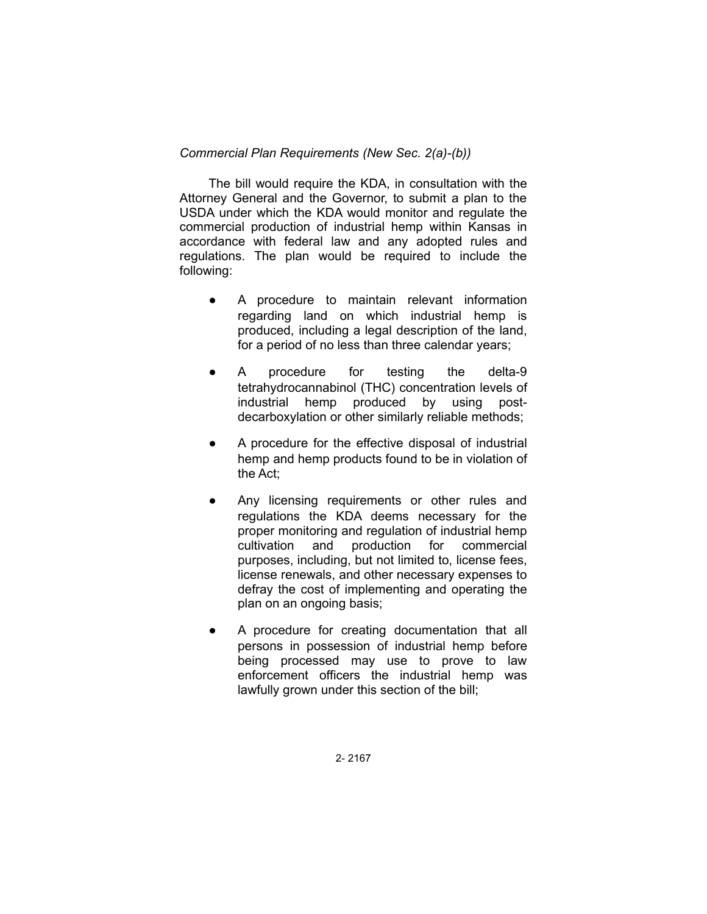*Commercial Plan Requirements (New Sec. 2(a)-(b))*

The bill would require the KDA, in consultation with the Attorney General and the Governor, to submit a plan to the USDA under which the KDA would monitor and regulate the commercial production of industrial hemp within Kansas in accordance with federal law and any adopted rules and regulations. The plan would be required to include the following:

- A procedure to maintain relevant information regarding land on which industrial hemp is produced, including a legal description of the land, for a period of no less than three calendar years;
- A procedure for testing the delta-9 tetrahydrocannabinol (THC) concentration levels of industrial hemp produced by using post-decarboxylation or other similarly reliable methods;
- A procedure for the effective disposal of industrial hemp and hemp products found to be in violation of the Act;
- Any licensing requirements or other rules and regulations the KDA deems necessary for the proper monitoring and regulation of industrial hemp cultivation and production for commercial purposes, including, but not limited to, license fees, license renewals, and other necessary expenses to defray the cost of implementing and operating the plan on an ongoing basis;
- A procedure for creating documentation that all persons in possession of industrial hemp before being processed may use to prove to law enforcement officers the industrial hemp was lawfully grown under this section of the bill;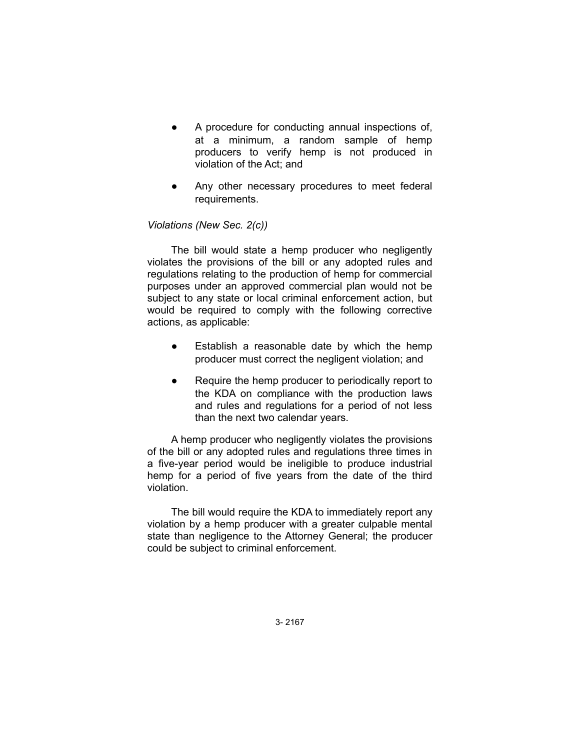- A procedure for conducting annual inspections of, at a minimum, a random sample of hemp producers to verify hemp is not produced in violation of the Act; and
- Any other necessary procedures to meet federal requirements.

*Violations (New Sec. 2(c))*

The bill would state a hemp producer who negligently violates the provisions of the bill or any adopted rules and regulations relating to the production of hemp for commercial purposes under an approved commercial plan would not be subject to any state or local criminal enforcement action, but would be required to comply with the following corrective actions, as applicable:

- Establish a reasonable date by which the hemp producer must correct the negligent violation; and
- Require the hemp producer to periodically report to the KDA on compliance with the production laws and rules and regulations for a period of not less than the next two calendar years.

A hemp producer who negligently violates the provisions of the bill or any adopted rules and regulations three times in a five-year period would be ineligible to produce industrial hemp for a period of five years from the date of the third violation.

The bill would require the KDA to immediately report any violation by a hemp producer with a greater culpable mental state than negligence to the Attorney General; the producer could be subject to criminal enforcement.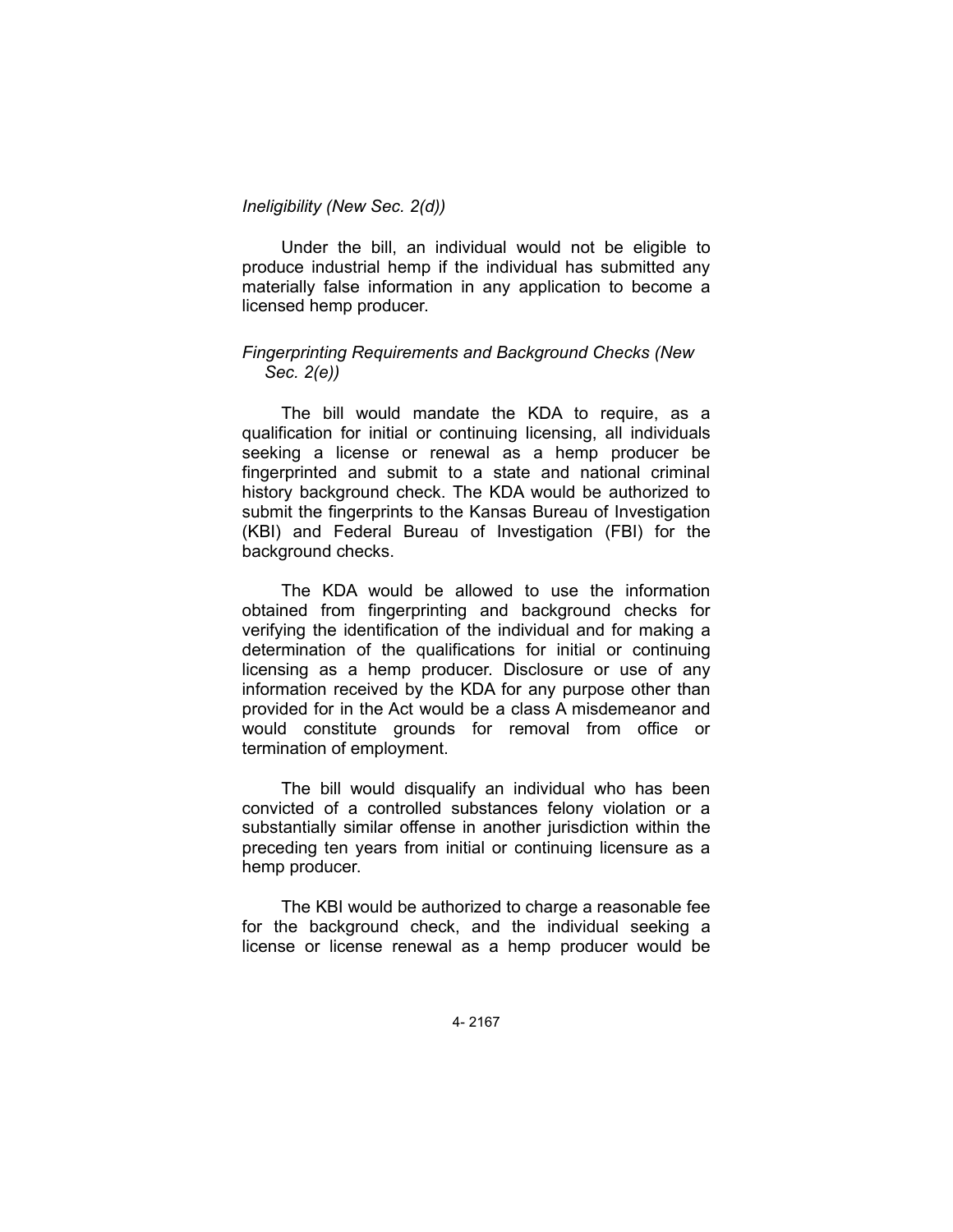*Ineligibility (New Sec. 2(d))*

Under the bill, an individual would not be eligible to produce industrial hemp if the individual has submitted any materially false information in any application to become a licensed hemp producer.

*Fingerprinting Requirements and Background Checks (New Sec. 2(e))*

The bill would mandate the KDA to require, as a qualification for initial or continuing licensing, all individuals seeking a license or renewal as a hemp producer be fingerprinted and submit to a state and national criminal history background check. The KDA would be authorized to submit the fingerprints to the Kansas Bureau of Investigation (KBI) and Federal Bureau of Investigation (FBI) for the background checks.

The KDA would be allowed to use the information obtained from fingerprinting and background checks for verifying the identification of the individual and for making a determination of the qualifications for initial or continuing licensing as a hemp producer. Disclosure or use of any information received by the KDA for any purpose other than provided for in the Act would be a class A misdemeanor and would constitute grounds for removal from office or termination of employment.

The bill would disqualify an individual who has been convicted of a controlled substances felony violation or a substantially similar offense in another jurisdiction within the preceding ten years from initial or continuing licensure as a hemp producer.

The KBI would be authorized to charge a reasonable fee for the background check, and the individual seeking a license or license renewal as a hemp producer would be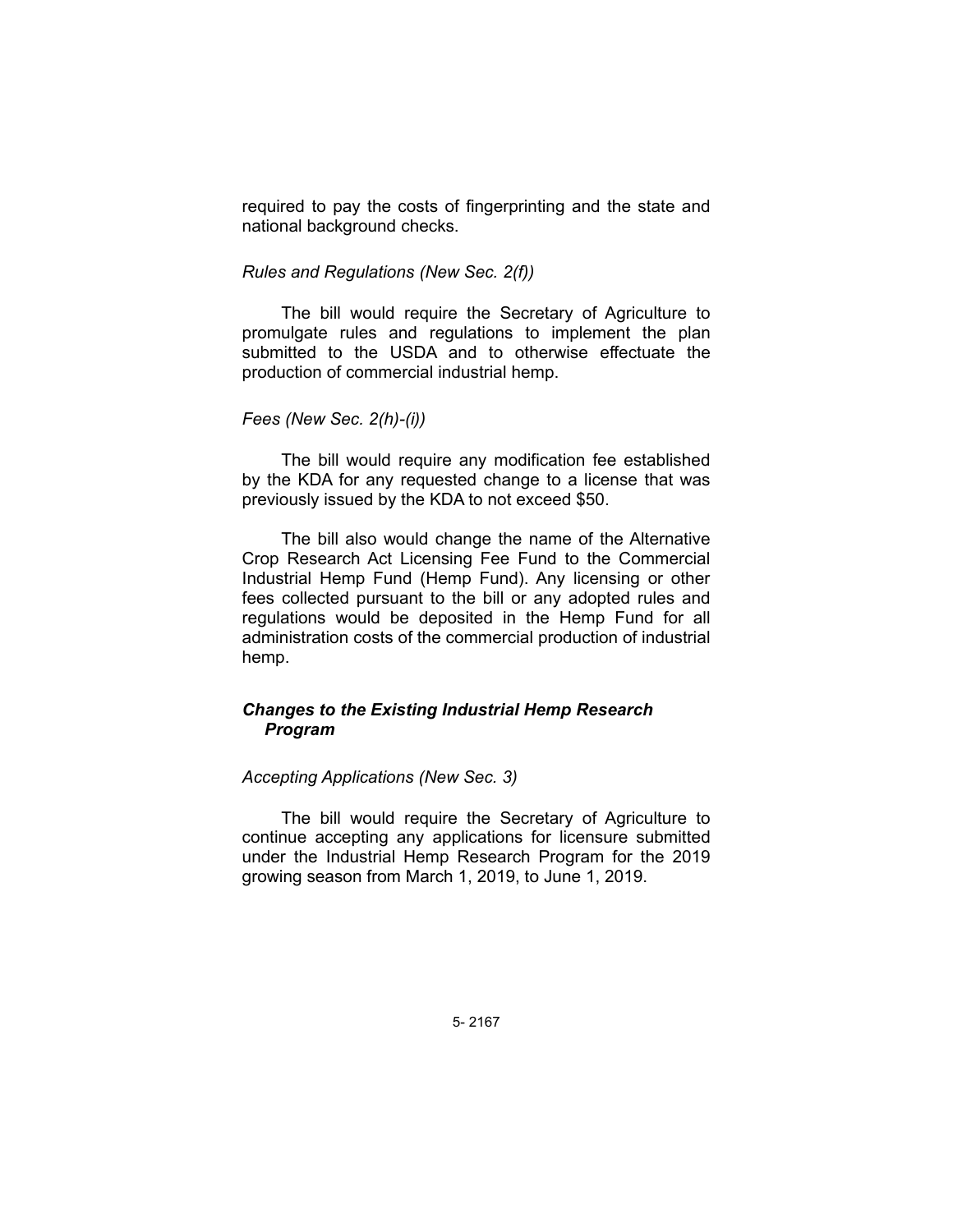required to pay the costs of fingerprinting and the state and national background checks.

*Rules and Regulations (New Sec. 2(f))*

The bill would require the Secretary of Agriculture to promulgate rules and regulations to implement the plan submitted to the USDA and to otherwise effectuate the production of commercial industrial hemp.

*Fees (New Sec. 2(h)-(i))*

The bill would require any modification fee established by the KDA for any requested change to a license that was previously issued by the KDA to not exceed $50.

The bill also would change the name of the Alternative Crop Research Act Licensing Fee Fund to the Commercial Industrial Hemp Fund (Hemp Fund). Any licensing or other fees collected pursuant to the bill or any adopted rules and regulations would be deposited in the Hemp Fund for all administration costs of the commercial production of industrial hemp.

### ***Changes to the Existing Industrial Hemp Research Program***

*Accepting Applications (New Sec. 3)*

The bill would require the Secretary of Agriculture to continue accepting any applications for licensure submitted under the Industrial Hemp Research Program for the 2019 growing season from March 1, 2019, to June 1, 2019.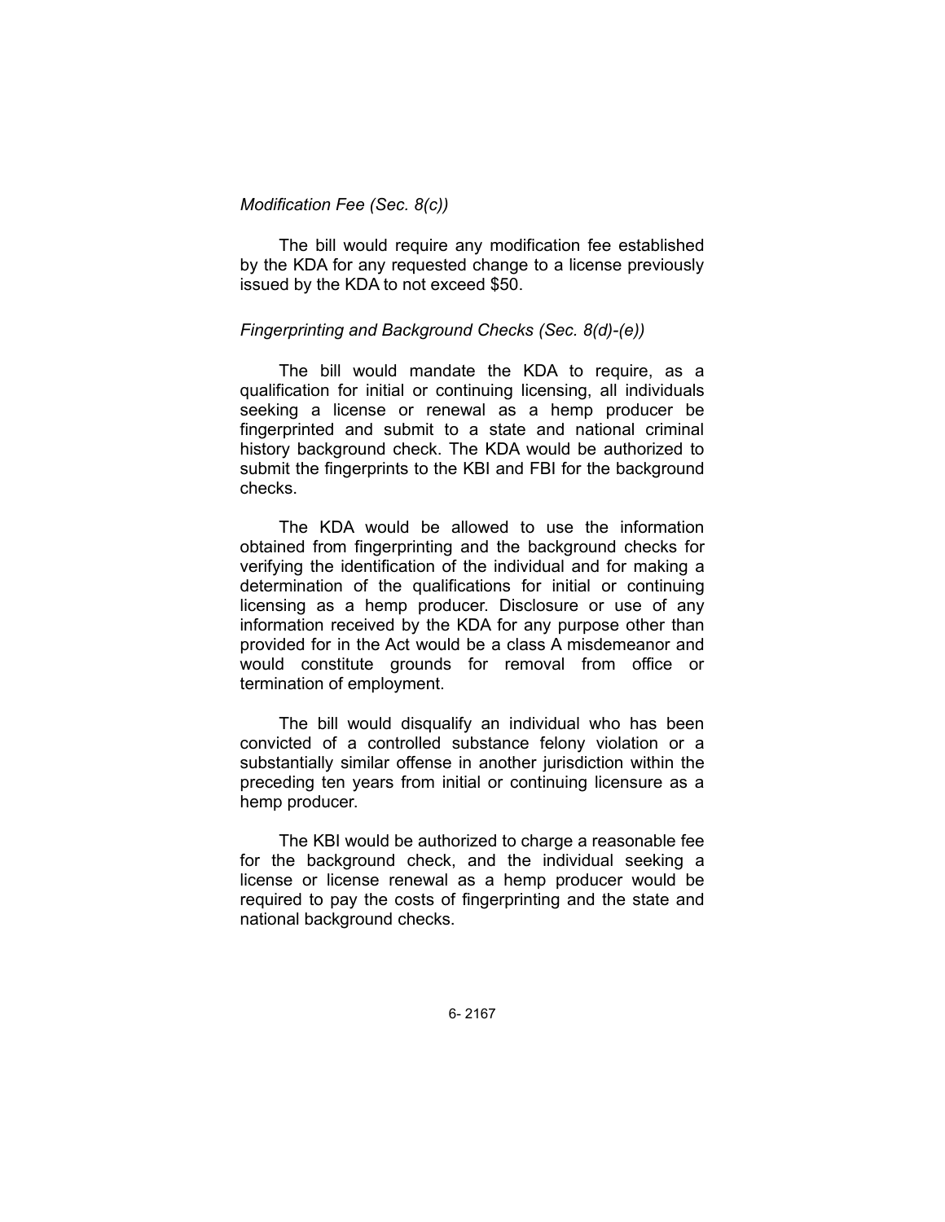*Modification Fee (Sec. 8(c))*

The bill would require any modification fee established by the KDA for any requested change to a license previously issued by the KDA to not exceed $50.

*Fingerprinting and Background Checks (Sec. 8(d)-(e))*

The bill would mandate the KDA to require, as a qualification for initial or continuing licensing, all individuals seeking a license or renewal as a hemp producer be fingerprinted and submit to a state and national criminal history background check. The KDA would be authorized to submit the fingerprints to the KBI and FBI for the background checks.

The KDA would be allowed to use the information obtained from fingerprinting and the background checks for verifying the identification of the individual and for making a determination of the qualifications for initial or continuing licensing as a hemp producer. Disclosure or use of any information received by the KDA for any purpose other than provided for in the Act would be a class A misdemeanor and would constitute grounds for removal from office or termination of employment.

The bill would disqualify an individual who has been convicted of a controlled substance felony violation or a substantially similar offense in another jurisdiction within the preceding ten years from initial or continuing licensure as a hemp producer.

The KBI would be authorized to charge a reasonable fee for the background check, and the individual seeking a license or license renewal as a hemp producer would be required to pay the costs of fingerprinting and the state and national background checks.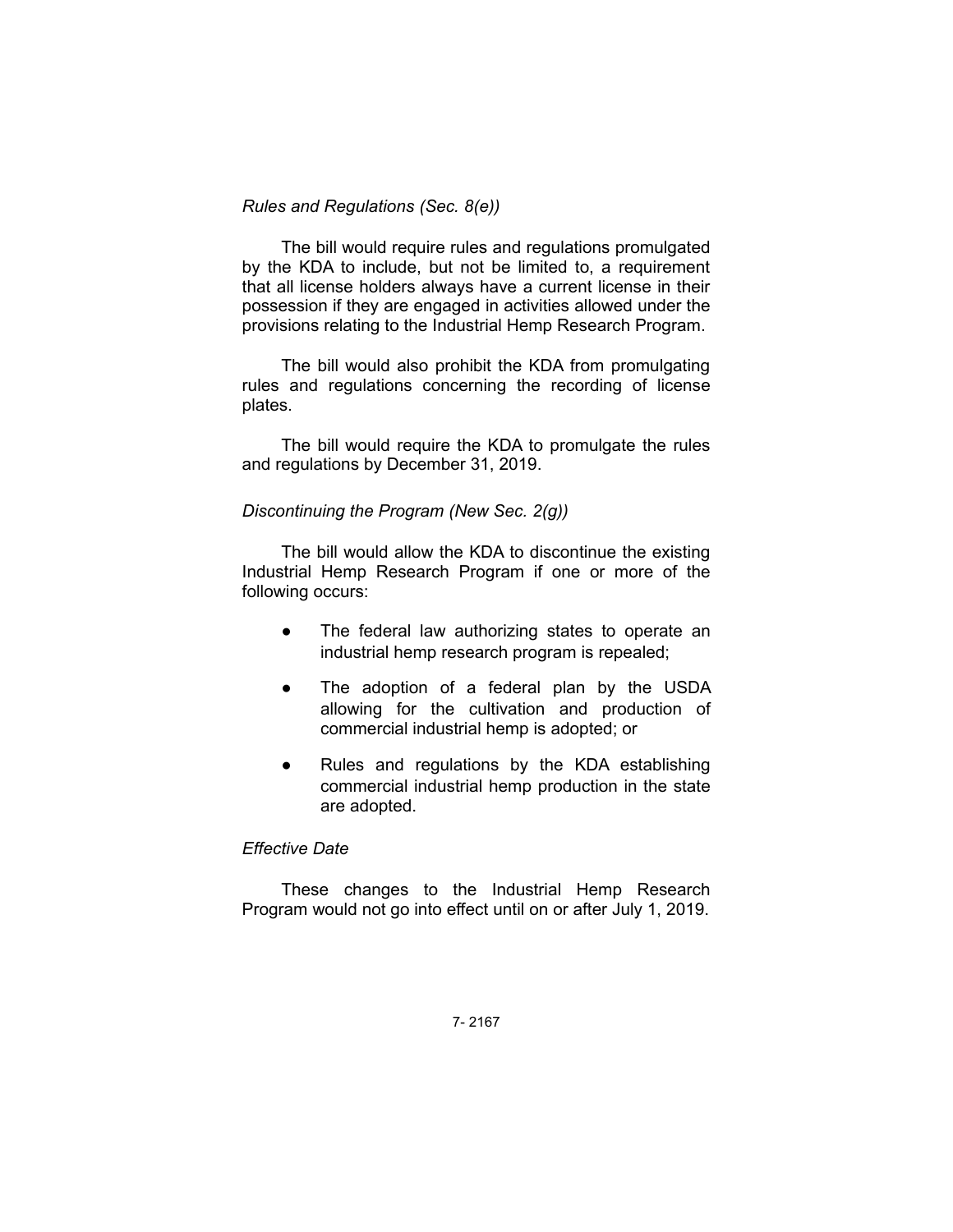*Rules and Regulations (Sec. 8(e))*

The bill would require rules and regulations promulgated by the KDA to include, but not be limited to, a requirement that all license holders always have a current license in their possession if they are engaged in activities allowed under the provisions relating to the Industrial Hemp Research Program.

The bill would also prohibit the KDA from promulgating rules and regulations concerning the recording of license plates.

The bill would require the KDA to promulgate the rules and regulations by December 31, 2019.

*Discontinuing the Program (New Sec. 2(g))*

The bill would allow the KDA to discontinue the existing Industrial Hemp Research Program if one or more of the following occurs:

- The federal law authorizing states to operate an industrial hemp research program is repealed;
- The adoption of a federal plan by the USDA allowing for the cultivation and production of commercial industrial hemp is adopted; or
- Rules and regulations by the KDA establishing commercial industrial hemp production in the state are adopted.

*Effective Date*

These changes to the Industrial Hemp Research Program would not go into effect until on or after July 1, 2019.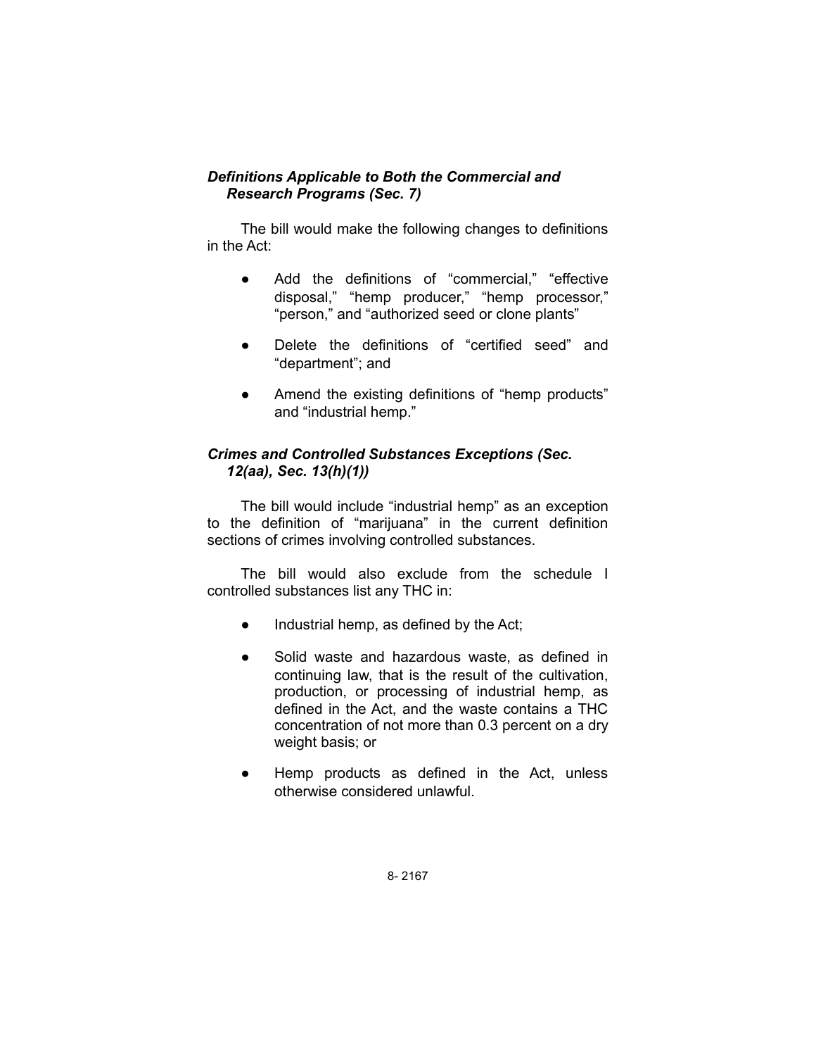### *Definitions Applicable to Both the Commercial and Research Programs (Sec. 7)*

The bill would make the following changes to definitions in the Act:

- Add the definitions of "commercial," "effective disposal," "hemp producer," "hemp processor," "person," and "authorized seed or clone plants"
- Delete the definitions of "certified seed" and "department"; and
- Amend the existing definitions of "hemp products" and "industrial hemp."

### *Crimes and Controlled Substances Exceptions (Sec. 12(aa), Sec. 13(h)(1))*

The bill would include "industrial hemp" as an exception to the definition of "marijuana" in the current definition sections of crimes involving controlled substances.

The bill would also exclude from the schedule I controlled substances list any THC in:

- Industrial hemp, as defined by the Act;
- Solid waste and hazardous waste, as defined in continuing law, that is the result of the cultivation, production, or processing of industrial hemp, as defined in the Act, and the waste contains a THC concentration of not more than 0.3 percent on a dry weight basis; or
- Hemp products as defined in the Act, unless otherwise considered unlawful.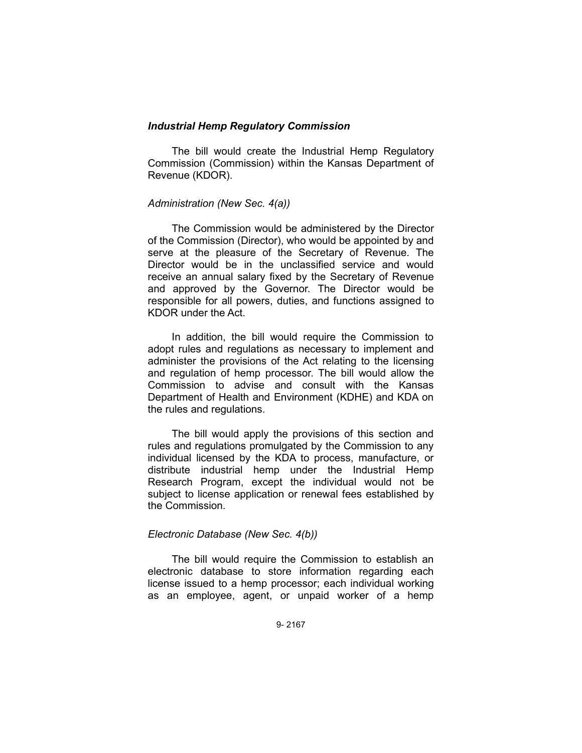### *Industrial Hemp Regulatory Commission*

The bill would create the Industrial Hemp Regulatory Commission (Commission) within the Kansas Department of Revenue (KDOR).

#### *Administration (New Sec. 4(a))*

The Commission would be administered by the Director of the Commission (Director), who would be appointed by and serve at the pleasure of the Secretary of Revenue. The Director would be in the unclassified service and would receive an annual salary fixed by the Secretary of Revenue and approved by the Governor. The Director would be responsible for all powers, duties, and functions assigned to KDOR under the Act.

In addition, the bill would require the Commission to adopt rules and regulations as necessary to implement and administer the provisions of the Act relating to the licensing and regulation of hemp processor. The bill would allow the Commission to advise and consult with the Kansas Department of Health and Environment (KDHE) and KDA on the rules and regulations.

The bill would apply the provisions of this section and rules and regulations promulgated by the Commission to any individual licensed by the KDA to process, manufacture, or distribute industrial hemp under the Industrial Hemp Research Program, except the individual would not be subject to license application or renewal fees established by the Commission.

#### *Electronic Database (New Sec. 4(b))*

The bill would require the Commission to establish an electronic database to store information regarding each license issued to a hemp processor; each individual working as an employee, agent, or unpaid worker of a hemp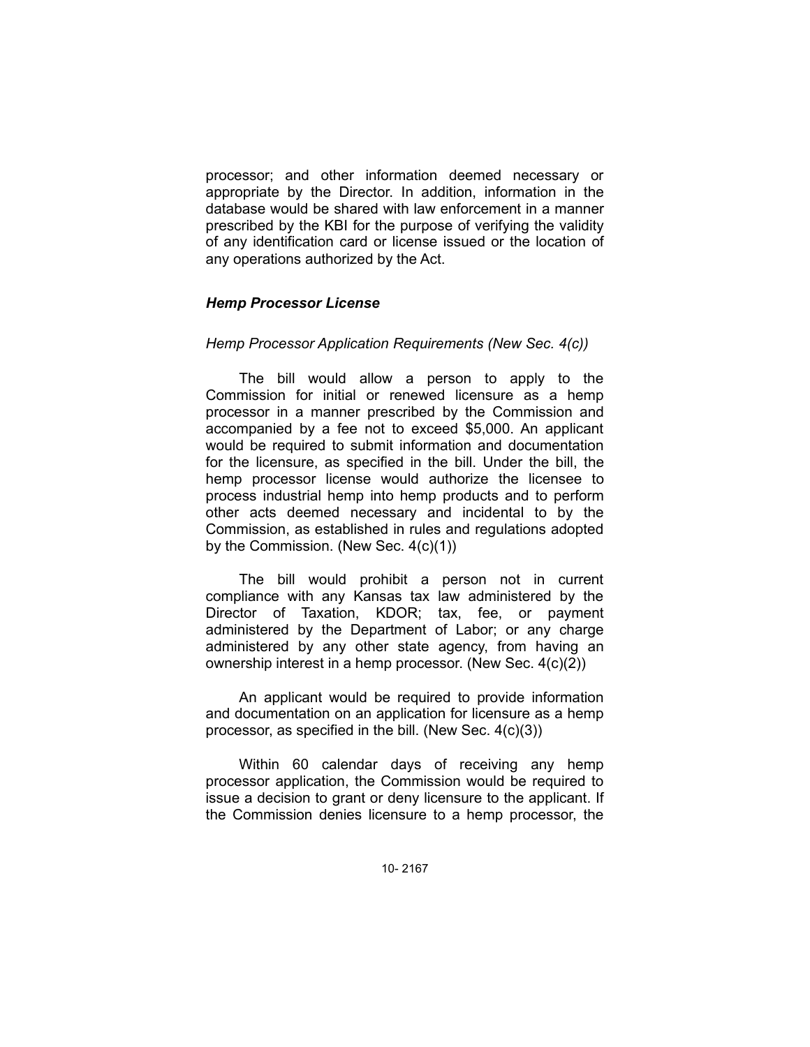processor; and other information deemed necessary or appropriate by the Director. In addition, information in the database would be shared with law enforcement in a manner prescribed by the KBI for the purpose of verifying the validity of any identification card or license issued or the location of any operations authorized by the Act.

### *Hemp Processor License*

#### *Hemp Processor Application Requirements (New Sec. 4(c))*

The bill would allow a person to apply to the Commission for initial or renewed licensure as a hemp processor in a manner prescribed by the Commission and accompanied by a fee not to exceed $5,000. An applicant would be required to submit information and documentation for the licensure, as specified in the bill. Under the bill, the hemp processor license would authorize the licensee to process industrial hemp into hemp products and to perform other acts deemed necessary and incidental to by the Commission, as established in rules and regulations adopted by the Commission. (New Sec. 4(c)(1))

The bill would prohibit a person not in current compliance with any Kansas tax law administered by the Director of Taxation, KDOR; tax, fee, or payment administered by the Department of Labor; or any charge administered by any other state agency, from having an ownership interest in a hemp processor. (New Sec. 4(c)(2))

An applicant would be required to provide information and documentation on an application for licensure as a hemp processor, as specified in the bill. (New Sec. 4(c)(3))

Within 60 calendar days of receiving any hemp processor application, the Commission would be required to issue a decision to grant or deny licensure to the applicant. If the Commission denies licensure to a hemp processor, the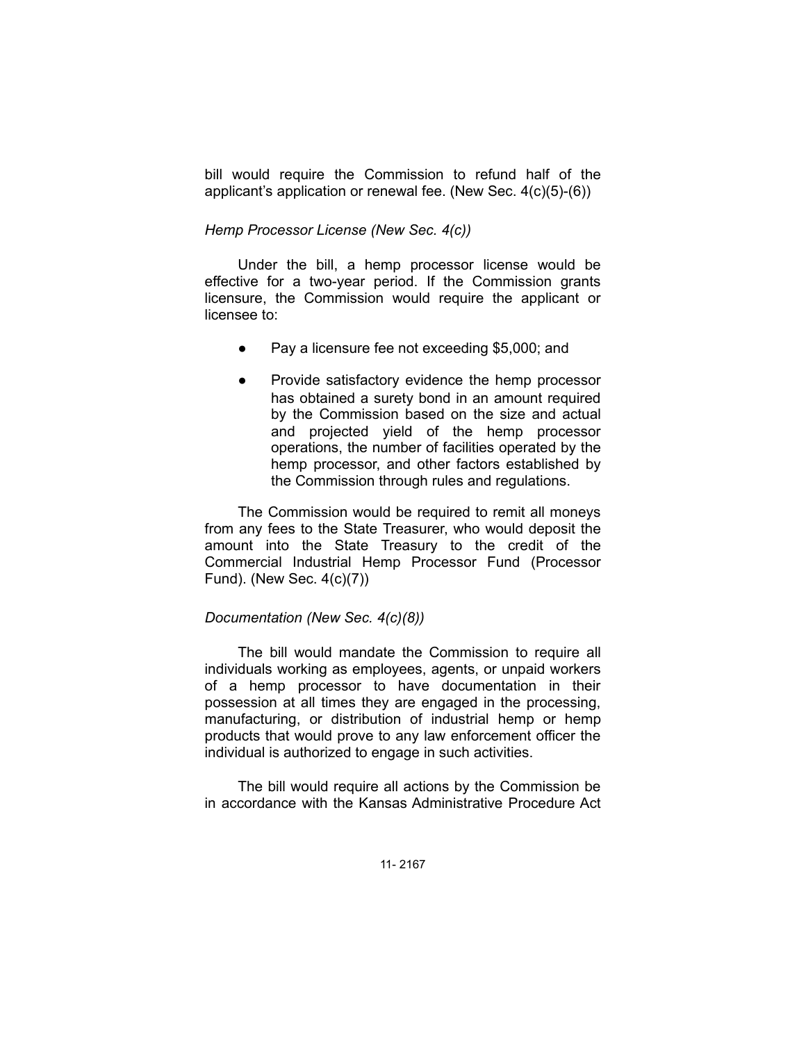bill would require the Commission to refund half of the applicant's application or renewal fee. (New Sec. 4(c)(5)-(6))

*Hemp Processor License (New Sec. 4(c))*

Under the bill, a hemp processor license would be effective for a two-year period. If the Commission grants licensure, the Commission would require the applicant or licensee to:

- Pay a licensure fee not exceeding $5,000; and
- Provide satisfactory evidence the hemp processor has obtained a surety bond in an amount required by the Commission based on the size and actual and projected yield of the hemp processor operations, the number of facilities operated by the hemp processor, and other factors established by the Commission through rules and regulations.

The Commission would be required to remit all moneys from any fees to the State Treasurer, who would deposit the amount into the State Treasury to the credit of the Commercial Industrial Hemp Processor Fund (Processor Fund). (New Sec. 4(c)(7))

*Documentation (New Sec. 4(c)(8))*

The bill would mandate the Commission to require all individuals working as employees, agents, or unpaid workers of a hemp processor to have documentation in their possession at all times they are engaged in the processing, manufacturing, or distribution of industrial hemp or hemp products that would prove to any law enforcement officer the individual is authorized to engage in such activities.

The bill would require all actions by the Commission be in accordance with the Kansas Administrative Procedure Act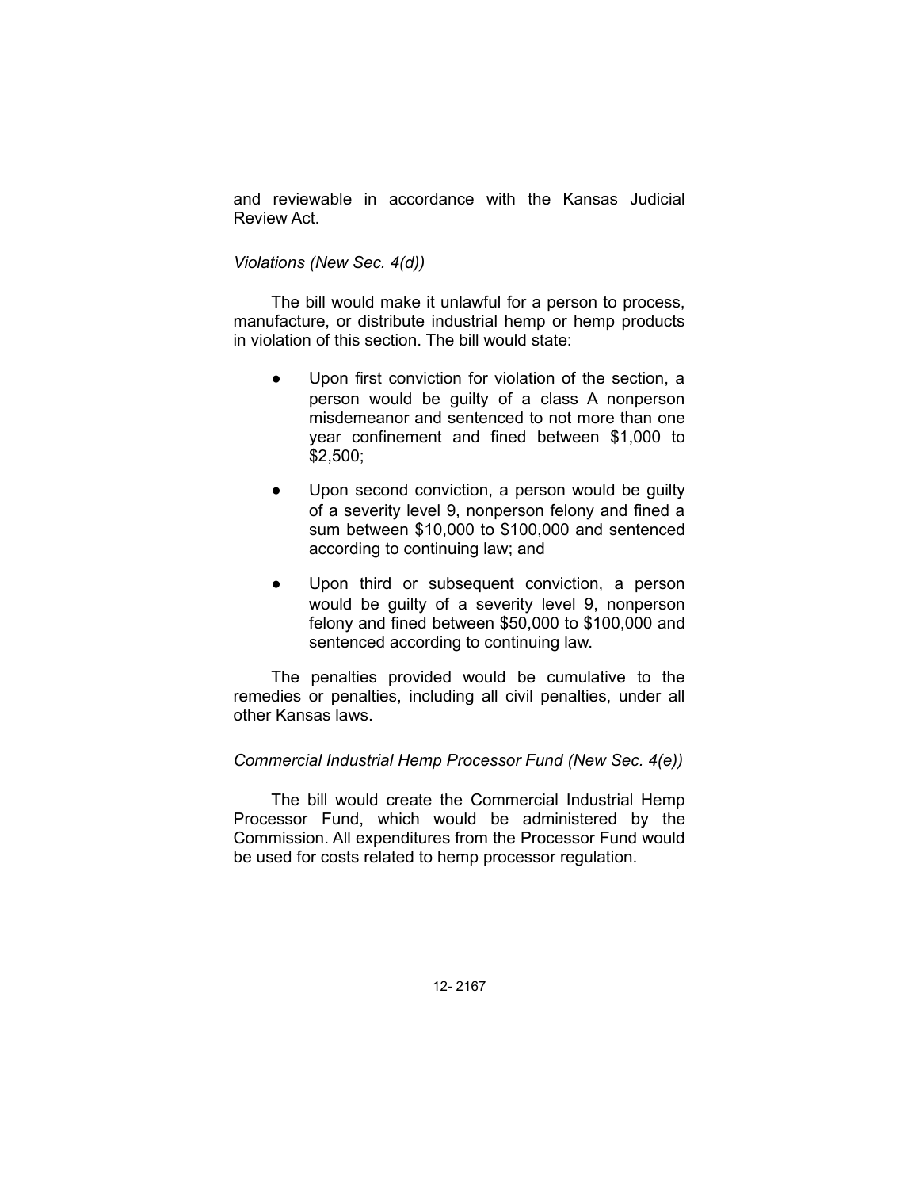and reviewable in accordance with the Kansas Judicial Review Act.

*Violations (New Sec. 4(d))*

The bill would make it unlawful for a person to process, manufacture, or distribute industrial hemp or hemp products in violation of this section. The bill would state:

- Upon first conviction for violation of the section, a person would be guilty of a class A nonperson misdemeanor and sentenced to not more than one year confinement and fined between $1,000 to $2,500;
- Upon second conviction, a person would be guilty of a severity level 9, nonperson felony and fined a sum between $10,000 to $100,000 and sentenced according to continuing law; and
- Upon third or subsequent conviction, a person would be guilty of a severity level 9, nonperson felony and fined between $50,000 to $100,000 and sentenced according to continuing law.

The penalties provided would be cumulative to the remedies or penalties, including all civil penalties, under all other Kansas laws.

*Commercial Industrial Hemp Processor Fund (New Sec. 4(e))*

The bill would create the Commercial Industrial Hemp Processor Fund, which would be administered by the Commission. All expenditures from the Processor Fund would be used for costs related to hemp processor regulation.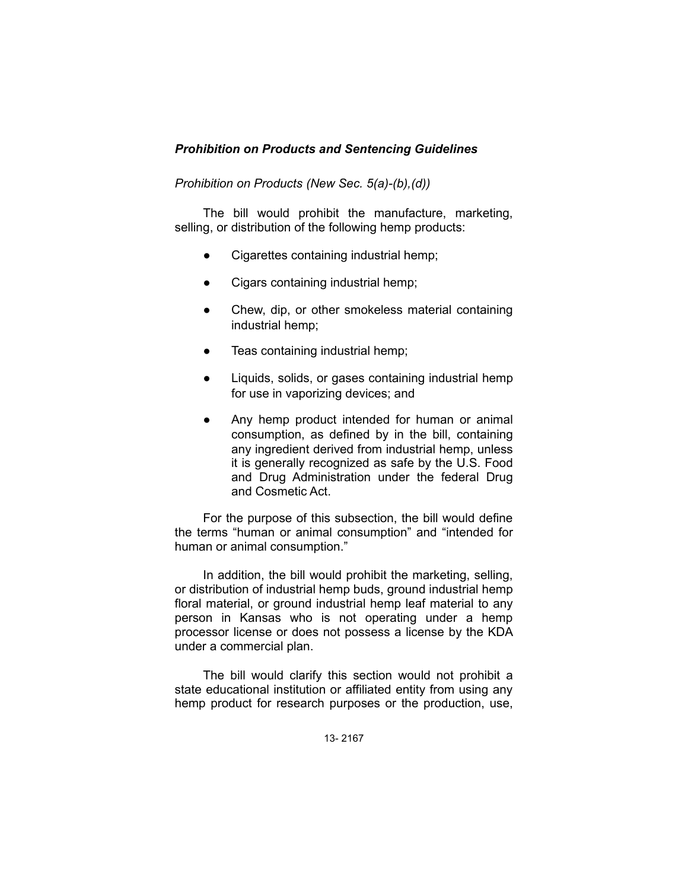***Prohibition on Products and Sentencing Guidelines***

*Prohibition on Products (New Sec. 5(a)-(b),(d))*

The bill would prohibit the manufacture, marketing, selling, or distribution of the following hemp products:

- Cigarettes containing industrial hemp;
- Cigars containing industrial hemp;
- Chew, dip, or other smokeless material containing industrial hemp;
- Teas containing industrial hemp;
- Liquids, solids, or gases containing industrial hemp for use in vaporizing devices; and
- Any hemp product intended for human or animal consumption, as defined by in the bill, containing any ingredient derived from industrial hemp, unless it is generally recognized as safe by the U.S. Food and Drug Administration under the federal Drug and Cosmetic Act.

For the purpose of this subsection, the bill would define the terms "human or animal consumption" and "intended for human or animal consumption."

In addition, the bill would prohibit the marketing, selling, or distribution of industrial hemp buds, ground industrial hemp floral material, or ground industrial hemp leaf material to any person in Kansas who is not operating under a hemp processor license or does not possess a license by the KDA under a commercial plan.

The bill would clarify this section would not prohibit a state educational institution or affiliated entity from using any hemp product for research purposes or the production, use,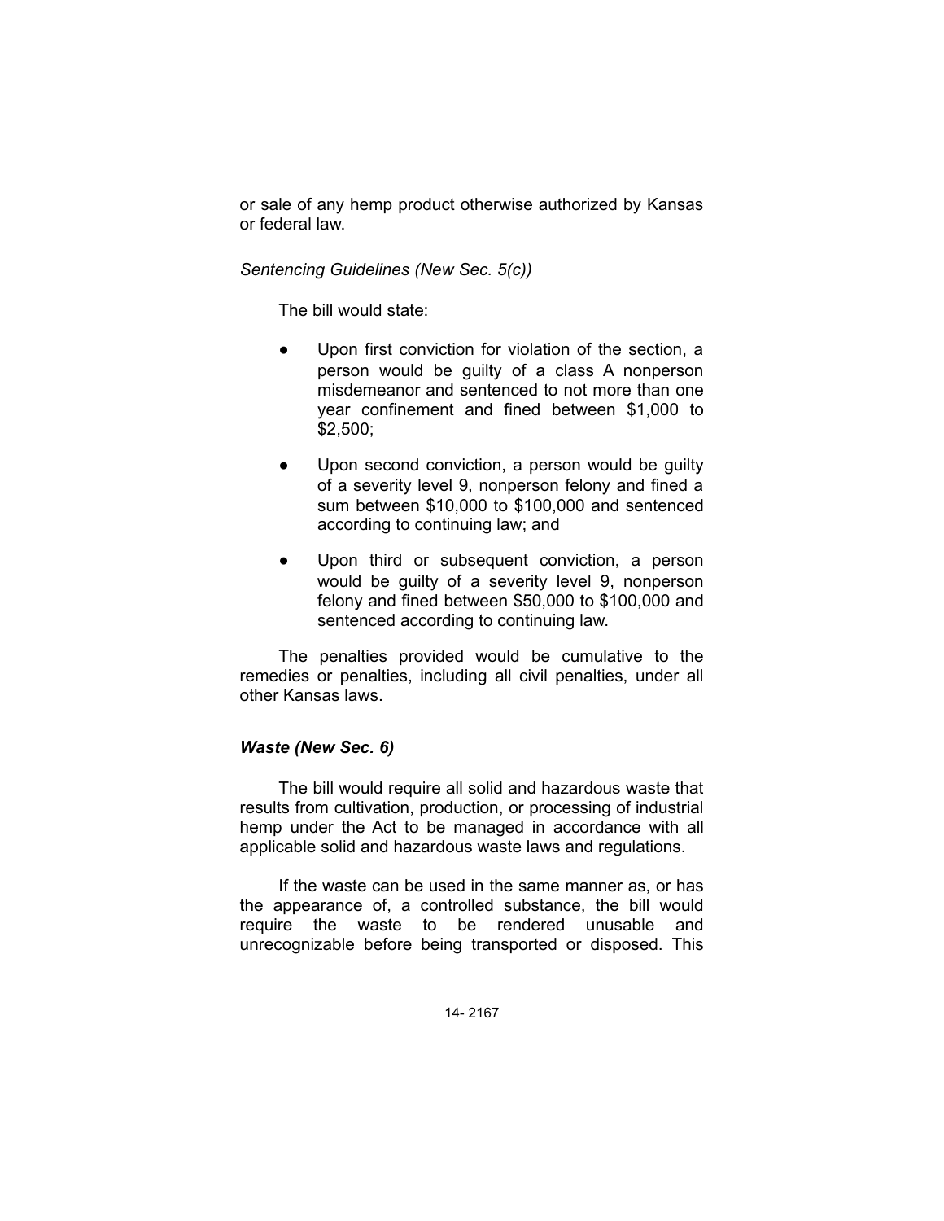or sale of any hemp product otherwise authorized by Kansas or federal law.

*Sentencing Guidelines (New Sec. 5(c))*

The bill would state:

- Upon first conviction for violation of the section, a person would be guilty of a class A nonperson misdemeanor and sentenced to not more than one year confinement and fined between $1,000 to $2,500;
- Upon second conviction, a person would be guilty of a severity level 9, nonperson felony and fined a sum between $10,000 to $100,000 and sentenced according to continuing law; and
- Upon third or subsequent conviction, a person would be guilty of a severity level 9, nonperson felony and fined between $50,000 to $100,000 and sentenced according to continuing law.

The penalties provided would be cumulative to the remedies or penalties, including all civil penalties, under all other Kansas laws.

### *Waste (New Sec. 6)*

The bill would require all solid and hazardous waste that results from cultivation, production, or processing of industrial hemp under the Act to be managed in accordance with all applicable solid and hazardous waste laws and regulations.

If the waste can be used in the same manner as, or has the appearance of, a controlled substance, the bill would require the waste to be rendered unusable and unrecognizable before being transported or disposed. This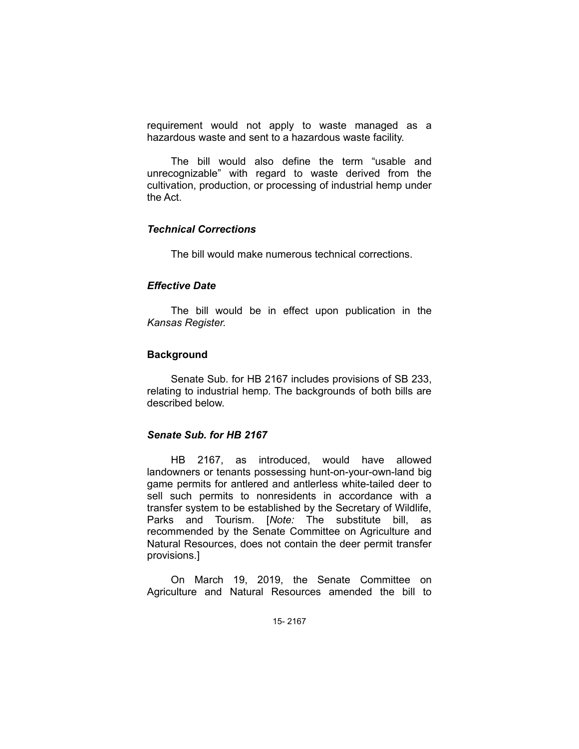requirement would not apply to waste managed as a hazardous waste and sent to a hazardous waste facility.

The bill would also define the term "usable and unrecognizable" with regard to waste derived from the cultivation, production, or processing of industrial hemp under the Act.

### *Technical Corrections*

The bill would make numerous technical corrections.

### *Effective Date*

The bill would be in effect upon publication in the *Kansas Register.*

## **Background**

Senate Sub. for HB 2167 includes provisions of SB 233, relating to industrial hemp. The backgrounds of both bills are described below.

### *Senate Sub. for HB 2167*

HB 2167, as introduced, would have allowed landowners or tenants possessing hunt-on-your-own-land big game permits for antlered and antlerless white-tailed deer to sell such permits to nonresidents in accordance with a transfer system to be established by the Secretary of Wildlife, Parks and Tourism. [*Note:* The substitute bill, as recommended by the Senate Committee on Agriculture and Natural Resources, does not contain the deer permit transfer provisions.]

On March 19, 2019, the Senate Committee on Agriculture and Natural Resources amended the bill to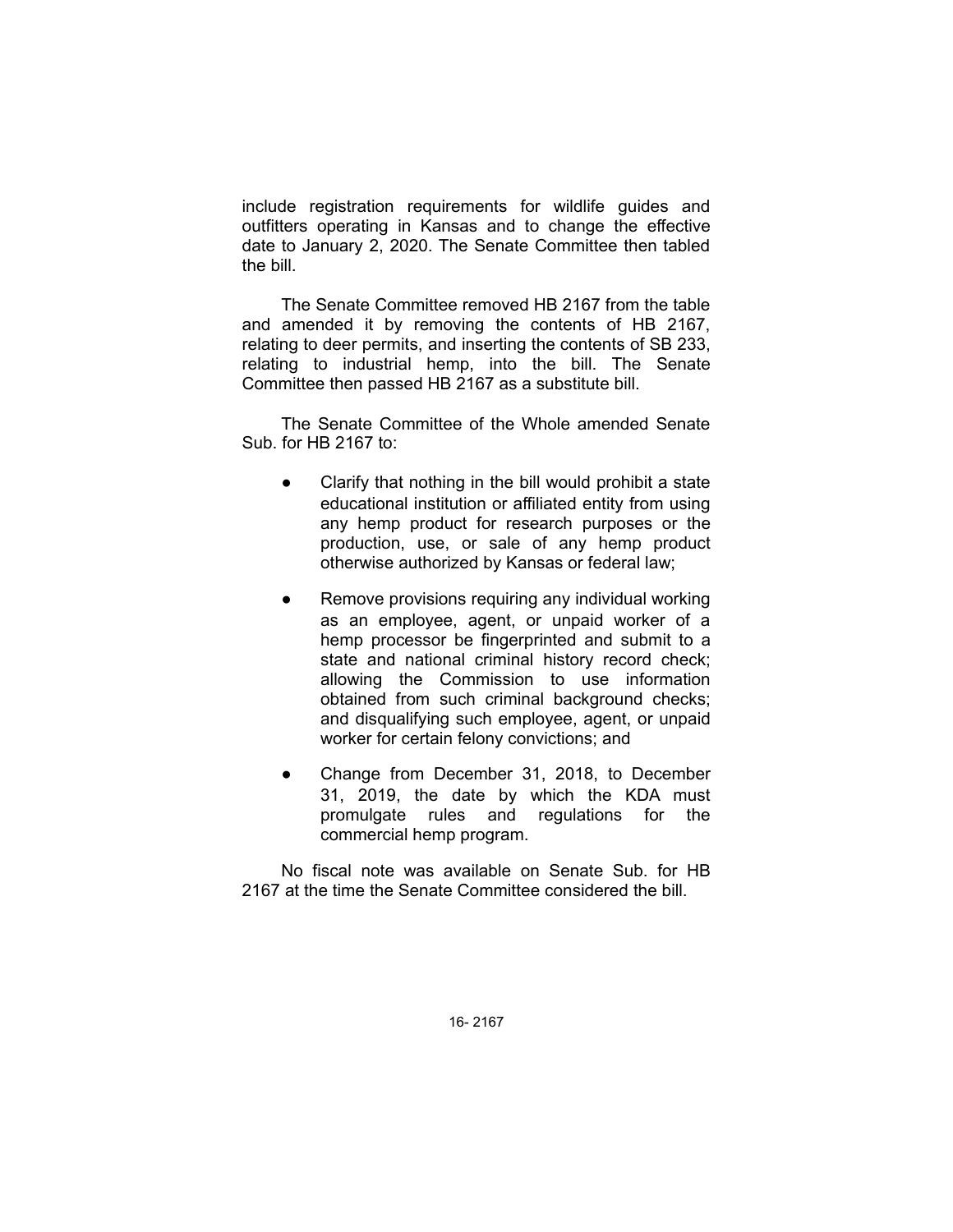include registration requirements for wildlife guides and outfitters operating in Kansas and to change the effective date to January 2, 2020. The Senate Committee then tabled the bill.

The Senate Committee removed HB 2167 from the table and amended it by removing the contents of HB 2167, relating to deer permits, and inserting the contents of SB 233, relating to industrial hemp, into the bill. The Senate Committee then passed HB 2167 as a substitute bill.

The Senate Committee of the Whole amended Senate Sub. for HB 2167 to:

- Clarify that nothing in the bill would prohibit a state educational institution or affiliated entity from using any hemp product for research purposes or the production, use, or sale of any hemp product otherwise authorized by Kansas or federal law;
- Remove provisions requiring any individual working as an employee, agent, or unpaid worker of a hemp processor be fingerprinted and submit to a state and national criminal history record check; allowing the Commission to use information obtained from such criminal background checks; and disqualifying such employee, agent, or unpaid worker for certain felony convictions; and
- Change from December 31, 2018, to December 31, 2019, the date by which the KDA must promulgate rules and regulations for the commercial hemp program.

No fiscal note was available on Senate Sub. for HB 2167 at the time the Senate Committee considered the bill.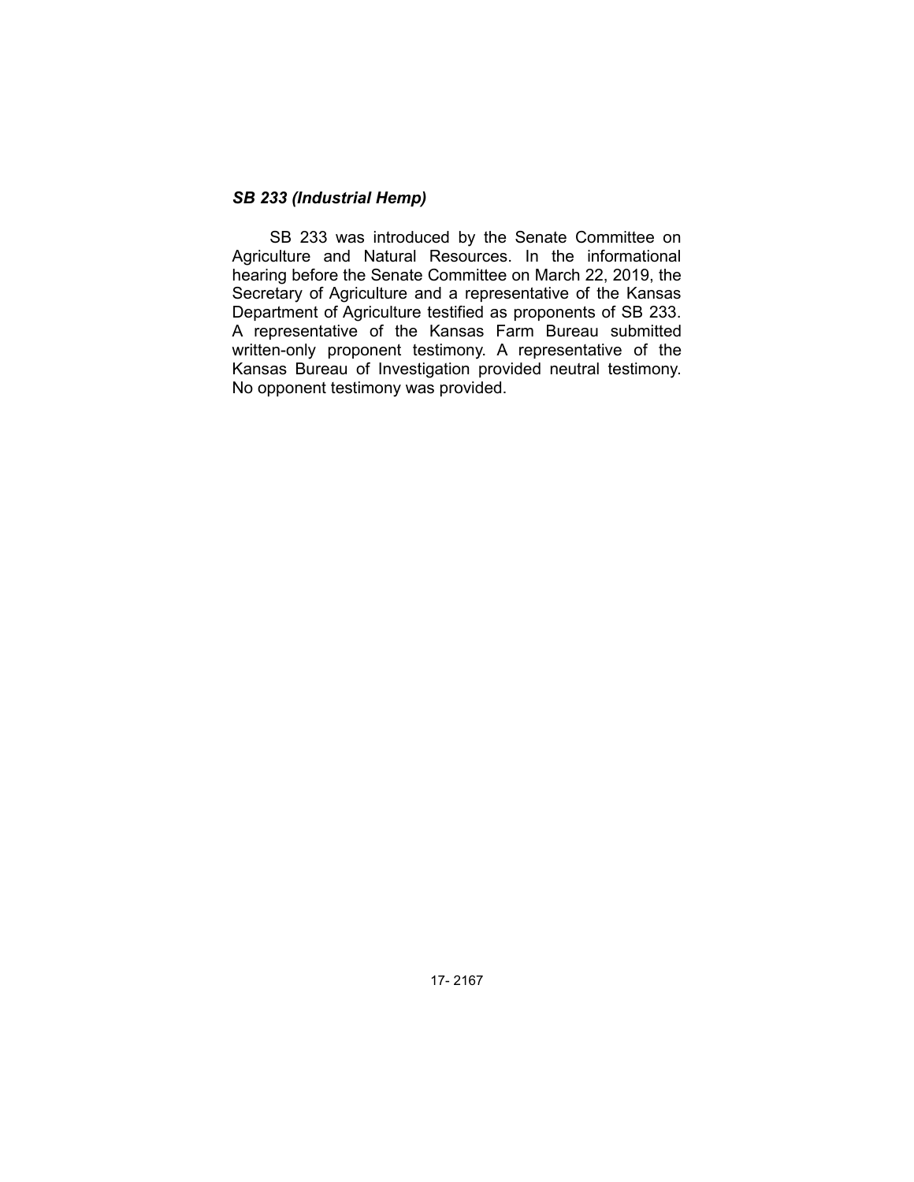***SB 233 (Industrial Hemp)***

SB 233 was introduced by the Senate Committee on Agriculture and Natural Resources. In the informational hearing before the Senate Committee on March 22, 2019, the Secretary of Agriculture and a representative of the Kansas Department of Agriculture testified as proponents of SB 233. A representative of the Kansas Farm Bureau submitted written-only proponent testimony. A representative of the Kansas Bureau of Investigation provided neutral testimony. No opponent testimony was provided.